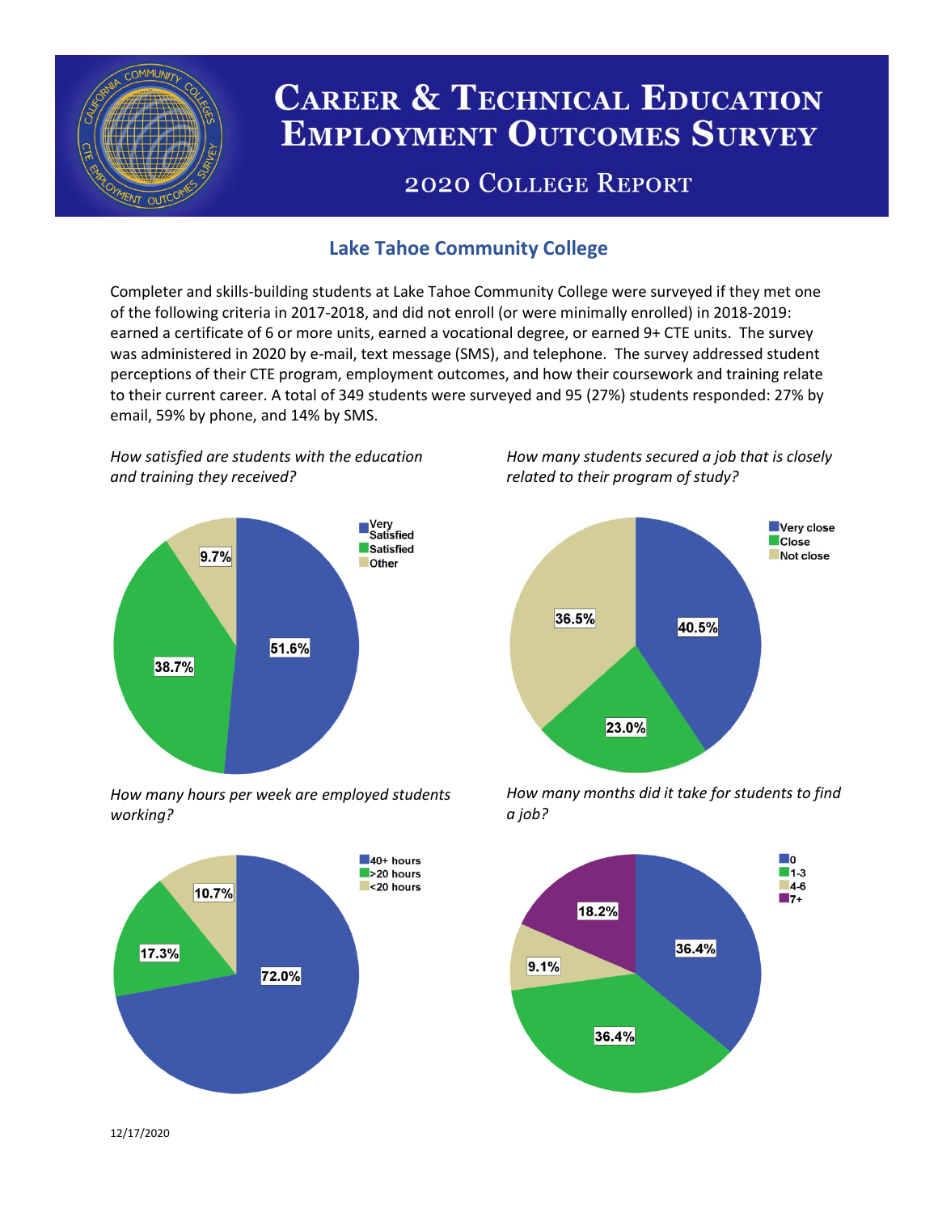# Career & Technical Education Employment Outcomes Survey

## 2020 College Report

### Lake Tahoe Community College

Completer and skills-building students at Lake Tahoe Community College were surveyed if they met one of the following criteria in 2017-2018, and did not enroll (or were minimally enrolled) in 2018-2019: earned a certificate of 6 or more units, earned a vocational degree, or earned 9+ CTE units. The survey was administered in 2020 by e-mail, text message (SMS), and telephone. The survey addressed student perceptions of their CTE program, employment outcomes, and how their coursework and training relate to their current career. A total of 349 students were surveyed and 95 (27%) students responded: 27% by email, 59% by phone, and 14% by SMS.

*How satisfied are students with the education and training they received?*

| Response | Percent |
|---|---|
| Very Satisfied | 51.6% |
| Satisfied | 38.7% |
| Other | 9.7% |

*How many students secured a job that is closely related to their program of study?*

| Response | Percent |
|---|---|
| Very close | 40.5% |
| Close | 23.0% |
| Not close | 36.5% |

*How many hours per week are employed students working?*

| Response | Percent |
|---|---|
| 40+ hours | 72.0% |
| >20 hours | 17.3% |
| <20 hours | 10.7% |

*How many months did it take for students to find a job?*

| Response | Percent |
|---|---|
| 0 | 36.4% |
| 1-3 | 36.4% |
| 4-6 | 9.1% |
| 7+ | 18.2% |

12/17/2020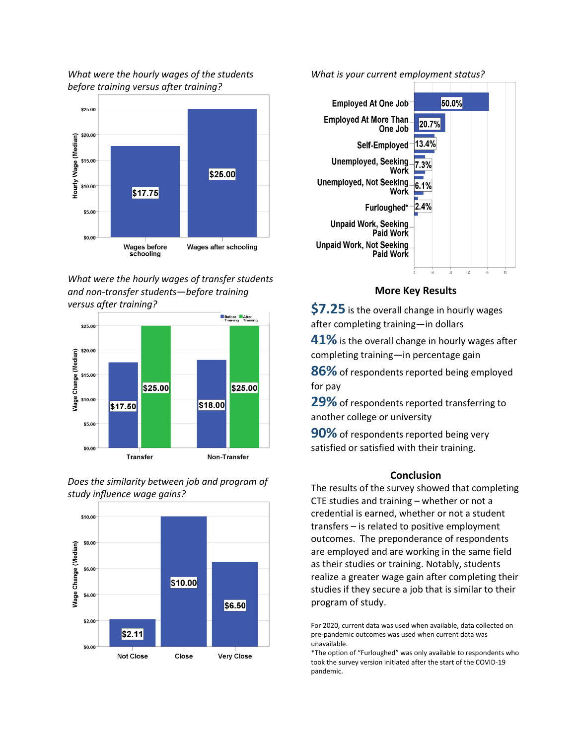*What were the hourly wages of the students before training versus after training?*

Hourly Wage (Median)

$25.00
$20.00
$15.00
$10.00
$5.00
$0.00

$17.75
$25.00

Wages before schooling
Wages after schooling

*What were the hourly wages of transfer students and non-transfer students—before training versus after training?*

Before Training
After Training

Wage Change (Median)

$25.00
$20.00
$15.00
$10.00
$5.00
$0.00

$17.50
$25.00
$18.00
$25.00

Transfer
Non-Transfer

*Does the similarity between job and program of study influence wage gains?*

Wage Change (Median)

$10.00
$8.00
$6.00
$4.00
$2.00
$0.00

$2.11
$10.00
$6.50

Not Close
Close
Very Close

*What is your current employment status?*

Employed At One Job 50.0%
Employed At More Than One Job 20.7%
Self-Employed 13.4%
Unemployed, Seeking Work 7.3%
Unemployed, Not Seeking Work 6.1%
Furloughed* 2.4%
Unpaid Work, Seeking Paid Work
Unpaid Work, Not Seeking Paid Work

0
10
20
30
40
50

### More Key Results

**$7.25** is the overall change in hourly wages after completing training—in dollars

**41%** is the overall change in hourly wages after completing training—in percentage gain

**86%** of respondents reported being employed for pay

**29%** of respondents reported transferring to another college or university

**90%** of respondents reported being very satisfied or satisfied with their training.

### Conclusion

The results of the survey showed that completing CTE studies and training – whether or not a credential is earned, whether or not a student transfers – is related to positive employment outcomes. The preponderance of respondents are employed and are working in the same field as their studies or training. Notably, students realize a greater wage gain after completing their studies if they secure a job that is similar to their program of study.

For 2020, current data was used when available, data collected on pre-pandemic outcomes was used when current data was unavailable.
*The option of "Furloughed" was only available to respondents who took the survey version initiated after the start of the COVID-19 pandemic.